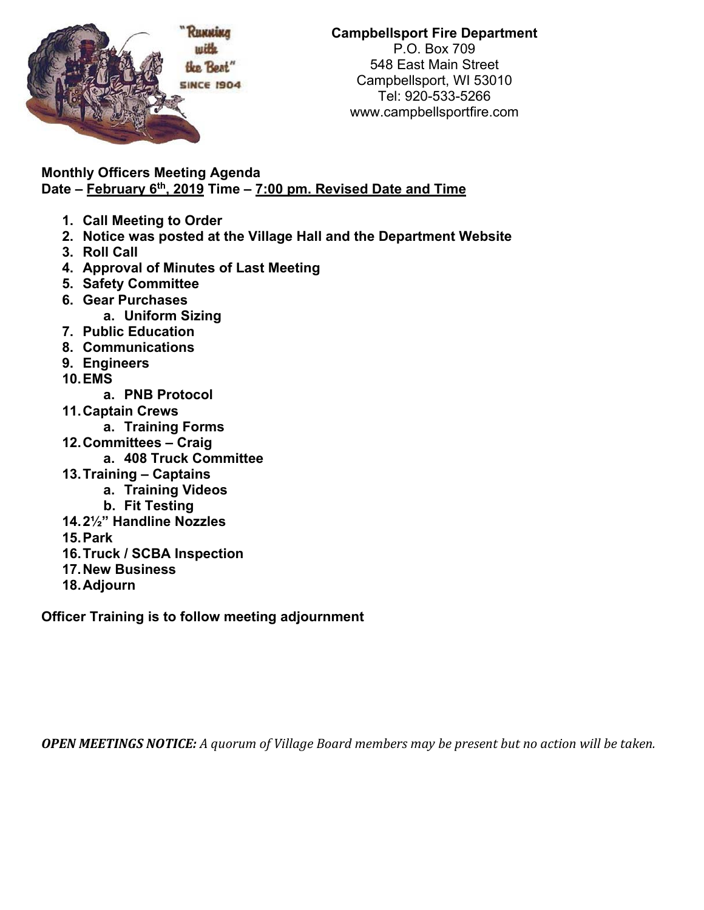**Campbellsport Fire Department**
P.O. Box 709
548 East Main Street
Campbellsport, WI 53010
Tel: 920-533-5266
www.campbellsportfire.com

**Monthly Officers Meeting Agenda**
**Date – February 6th, 2019 Time – 7:00 pm. Revised Date and Time**

1. **Call Meeting to Order**
2. **Notice was posted at the Village Hall and the Department Website**
3. **Roll Call**
4. **Approval of Minutes of Last Meeting**
5. **Safety Committee**
6. **Gear Purchases**
   a. **Uniform Sizing**
7. **Public Education**
8. **Communications**
9. **Engineers**
10. **EMS**
    a. **PNB Protocol**
11. **Captain Crews**
    a. **Training Forms**
12. **Committees – Craig**
    a. **408 Truck Committee**
13. **Training – Captains**
    a. **Training Videos**
    b. **Fit Testing**
14. **2½" Handline Nozzles**
15. **Park**
16. **Truck / SCBA Inspection**
17. **New Business**
18. **Adjourn**

**Officer Training is to follow meeting adjournment**

***OPEN MEETINGS NOTICE:*** *A quorum of Village Board members may be present but no action will be taken.*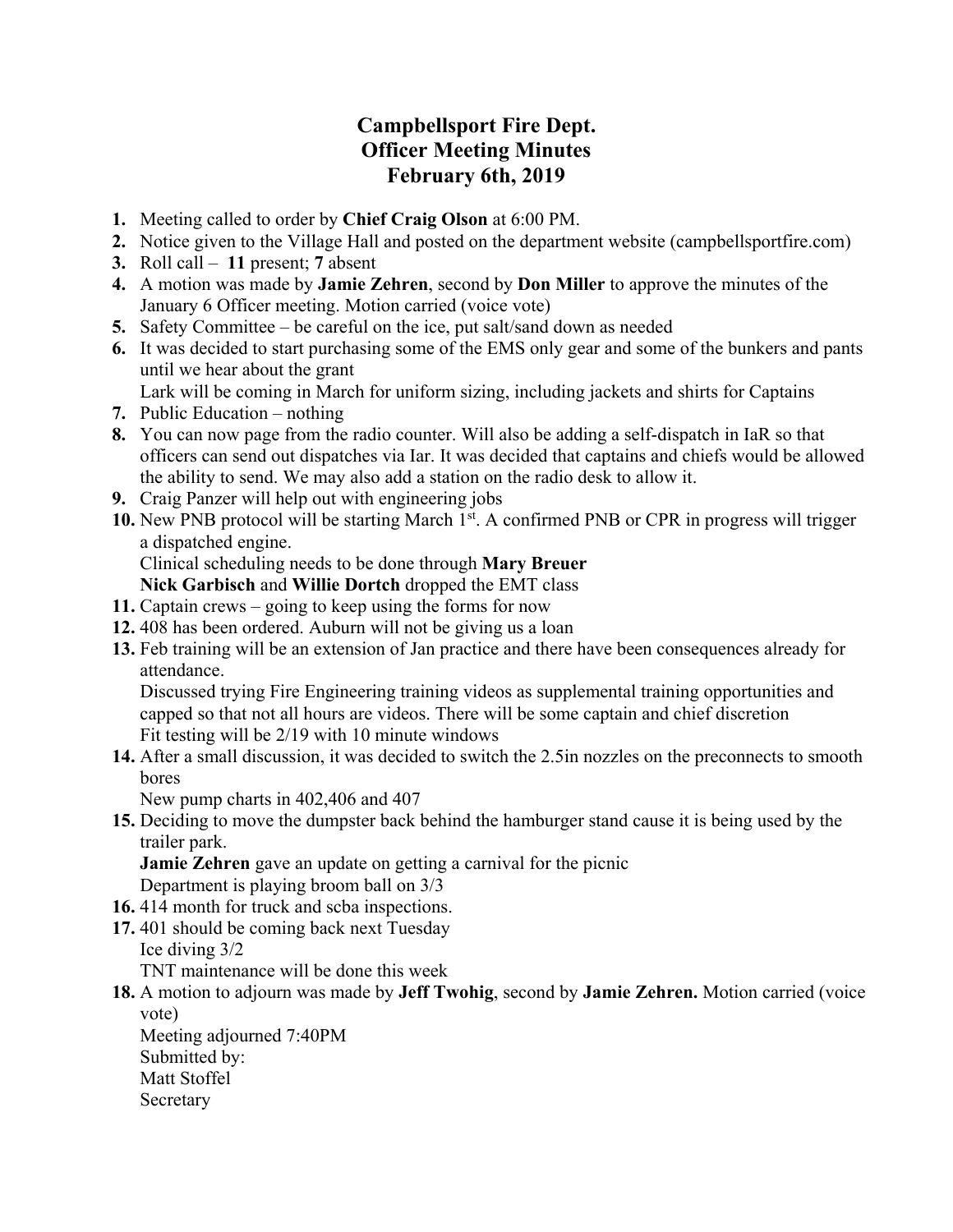# Campbellsport Fire Dept.
# Officer Meeting Minutes
# February 6th, 2019

1. Meeting called to order by **Chief Craig Olson** at 6:00 PM.
2. Notice given to the Village Hall and posted on the department website (campbellsportfire.com)
3. Roll call – **11** present; **7** absent
4. A motion was made by **Jamie Zehren**, second by **Don Miller** to approve the minutes of the January 6 Officer meeting. Motion carried (voice vote)
5. Safety Committee – be careful on the ice, put salt/sand down as needed
6. It was decided to start purchasing some of the EMS only gear and some of the bunkers and pants until we hear about the grant
   Lark will be coming in March for uniform sizing, including jackets and shirts for Captains
7. Public Education – nothing
8. You can now page from the radio counter. Will also be adding a self-dispatch in IaR so that officers can send out dispatches via Iar. It was decided that captains and chiefs would be allowed the ability to send. We may also add a station on the radio desk to allow it.
9. Craig Panzer will help out with engineering jobs
10. New PNB protocol will be starting March 1st. A confirmed PNB or CPR in progress will trigger a dispatched engine.
    Clinical scheduling needs to be done through **Mary Breuer**
    **Nick Garbisch** and **Willie Dortch** dropped the EMT class
11. Captain crews – going to keep using the forms for now
12. 408 has been ordered. Auburn will not be giving us a loan
13. Feb training will be an extension of Jan practice and there have been consequences already for attendance.
    Discussed trying Fire Engineering training videos as supplemental training opportunities and capped so that not all hours are videos. There will be some captain and chief discretion
    Fit testing will be 2/19 with 10 minute windows
14. After a small discussion, it was decided to switch the 2.5in nozzles on the preconnects to smooth bores
    New pump charts in 402,406 and 407
15. Deciding to move the dumpster back behind the hamburger stand cause it is being used by the trailer park.
    **Jamie Zehren** gave an update on getting a carnival for the picnic
    Department is playing broom ball on 3/3
16. 414 month for truck and scba inspections.
17. 401 should be coming back next Tuesday
    Ice diving 3/2
    TNT maintenance will be done this week
18. A motion to adjourn was made by **Jeff Twohig**, second by **Jamie Zehren.** Motion carried (voice vote)
    Meeting adjourned 7:40PM
    Submitted by:
    Matt Stoffel
    Secretary